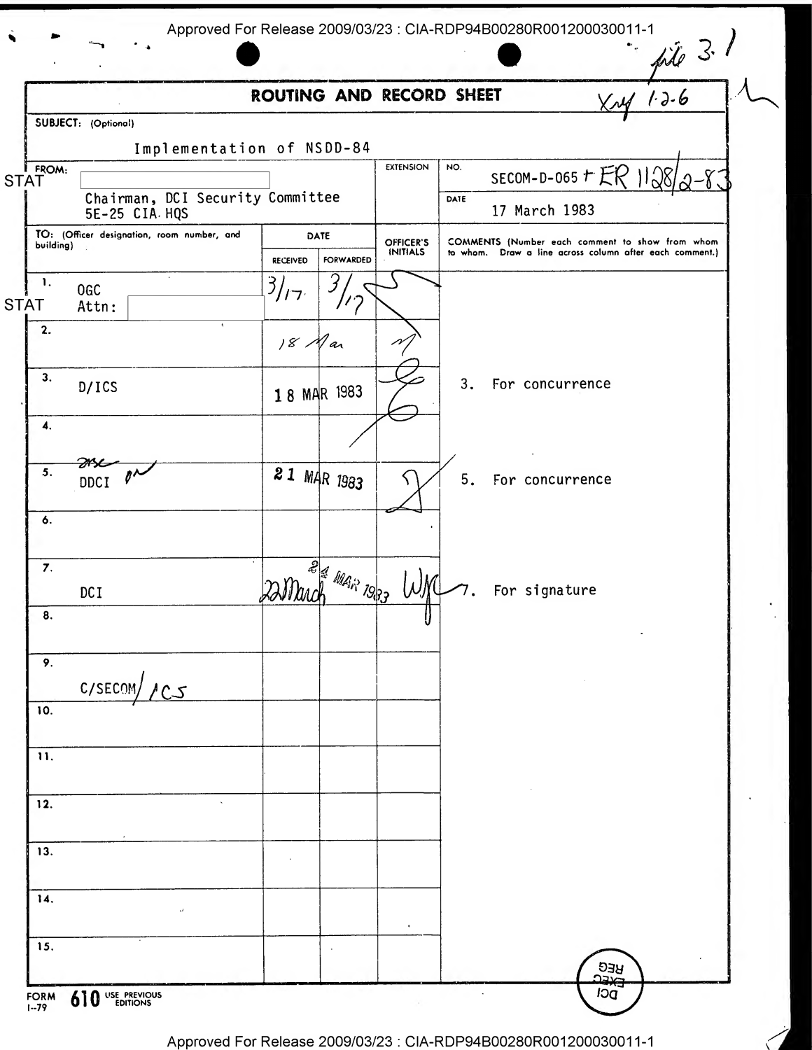Approved For Release 2009/03/23 : CIA-RDP94B00280R001200030011-1

file 3.1

# ROUTING AND RECORD SHEET

Xref 1.2.6

SUBJECT: (Optional)

Implementation of NSDD-84

| FROM: | EXTENSION | NO. |
|---|---|---|
| STAT [redacted] Chairman, DCI Security Committee 5E-25 CIA HQS | | SECOM-D-065 + ER 1128/2-83 |
| | | DATE: 17 March 1983 |

| TO: (Officer designation, room number, and building) | DATE RECEIVED | DATE FORWARDED | OFFICER'S INITIALS | COMMENTS (Number each comment to show from whom to whom. Draw a line across column after each comment.) |
|---|---|---|---|---|
| 1. OGC Attn: STAT [redacted] | 3/17 | 3/17 | | |
| 2. | | 18 Mar | | |
| 3. D/ICS | 18 MAR 1983 | | | 3. For concurrence |
| 4. | | | | |
| 5. DDCI | 21 MAR 1983 | | | 5. For concurrence |
| 6. | | | | |
| 7. DCI | 22 March | 24 MAR 1983 | WJC | 7. For signature |
| 8. | | | | |
| 9. C/SECOM/ICS | | | | |
| 10. | | | | |
| 11. | | | | |
| 12. | | | | |
| 13. | | | | |
| 14. | | | | |
| 15. | | | | |

FORM 610 USE PREVIOUS EDITIONS 1-79

DCI EXEC REG

Approved For Release 2009/03/23 : CIA-RDP94B00280R001200030011-1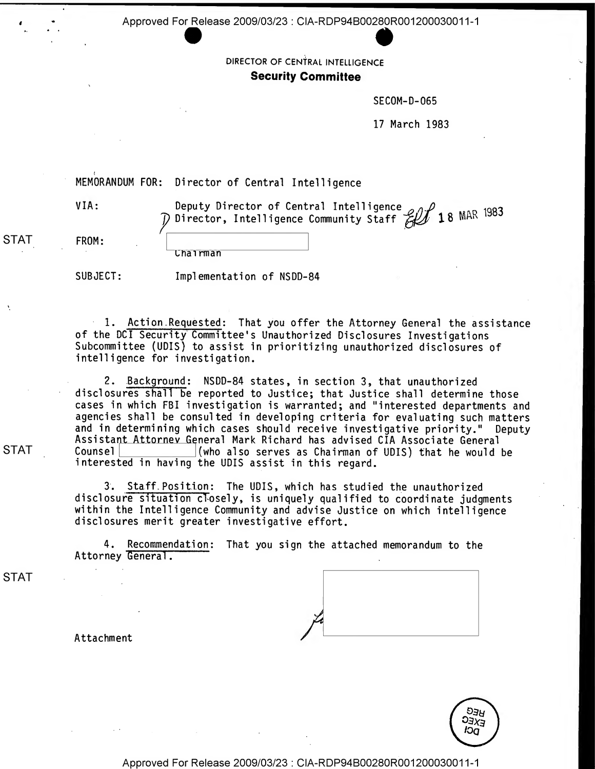DIRECTOR OF CENTRAL INTELLIGENCE

**Security Committee**

SECOM-D-065

17 March 1983

MEMORANDUM FOR: Director of Central Intelligence

VIA: Deputy Director of Central Intelligence
Director, Intelligence Community Staff 18 MAR 1983

STAT

FROM: Chairman

SUBJECT: Implementation of NSDD-84

1. Action Requested: That you offer the Attorney General the assistance of the DCI Security Committee's Unauthorized Disclosures Investigations Subcommittee (UDIS) to assist in prioritizing unauthorized disclosures of intelligence for investigation.

2. Background: NSDD-84 states, in section 3, that unauthorized disclosures shall be reported to Justice; that Justice shall determine those cases in which FBI investigation is warranted; and "interested departments and agencies shall be consulted in developing criteria for evaluating such matters and in determining which cases should receive investigative priority." Deputy Assistant Attorney General Mark Richard has advised CIA Associate General Counsel (who also serves as Chairman of UDIS) that he would be interested in having the UDIS assist in this regard.

STAT

3. Staff Position: The UDIS, which has studied the unauthorized disclosure situation closely, is uniquely qualified to coordinate judgments within the Intelligence Community and advise Justice on which intelligence disclosures merit greater investigative effort.

4. Recommendation: That you sign the attached memorandum to the Attorney General.

STAT

Attachment

DCI EXEC REG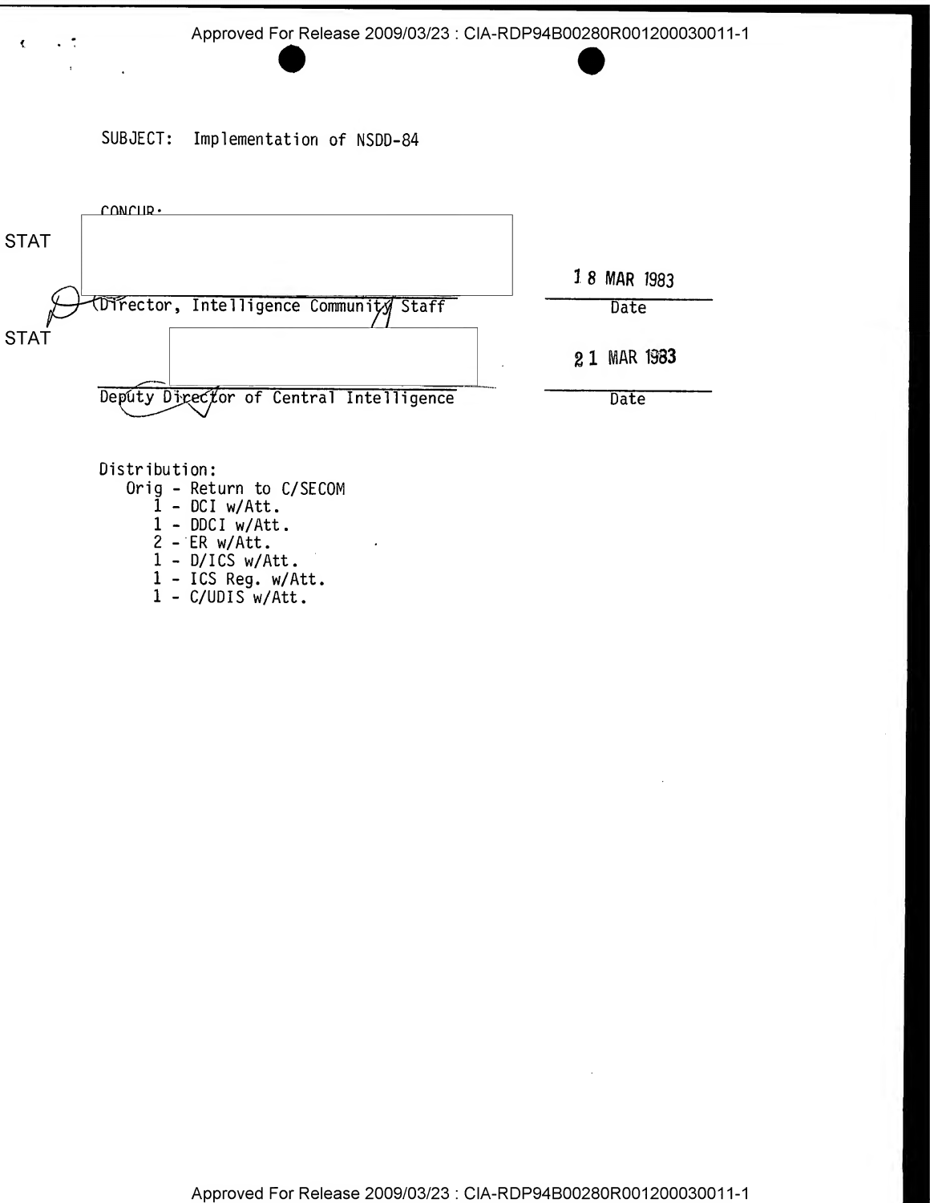SUBJECT: Implementation of NSDD-84

CONCUR:

STAT

Director, Intelligence Community Staff — 18 MAR 1983 (Date)

STAT

Deputy Director of Central Intelligence — 21 MAR 1983 (Date)

Distribution:

- Orig - Return to C/SECOM
- 1 - DCI w/Att.
- 1 - DDCI w/Att.
- 2 - ER w/Att.
- 1 - D/ICS w/Att.
- 1 - ICS Reg. w/Att.
- 1 - C/UDIS w/Att.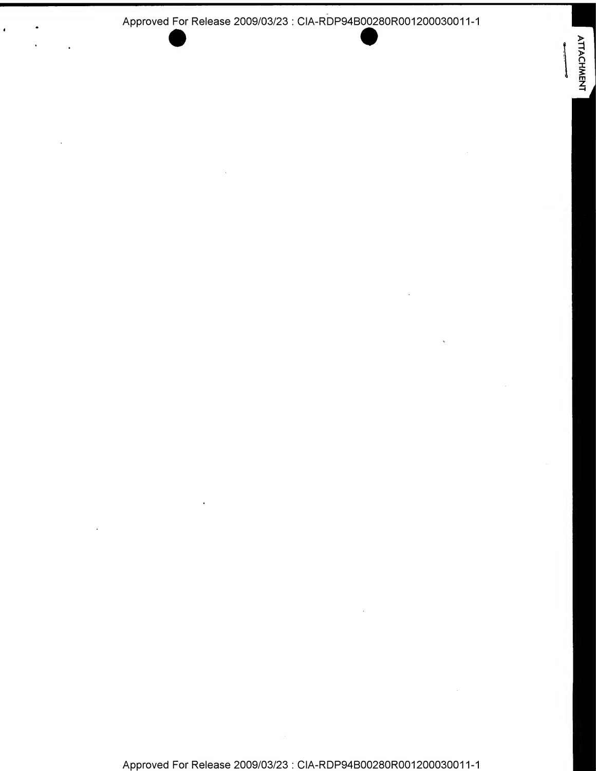ATTACHMENT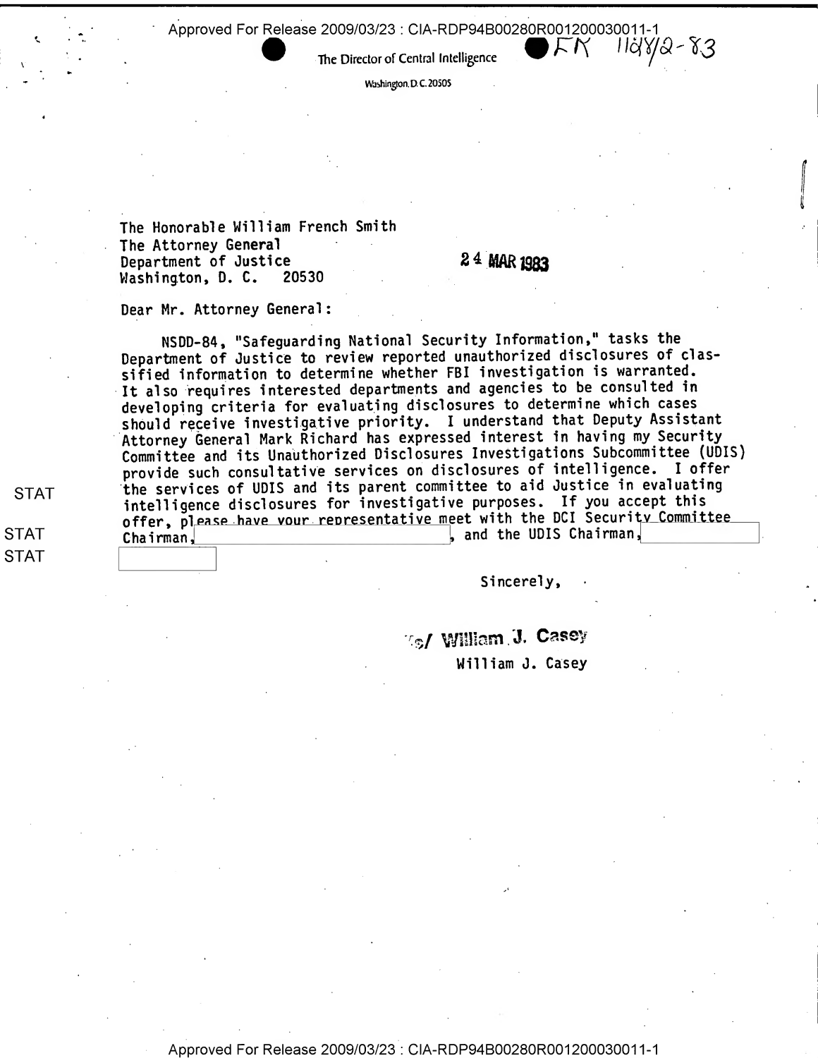The Director of Central Intelligence

Washington, D.C. 20505

FK 11d8/2-83

The Honorable William French Smith
The Attorney General
Department of Justice
Washington, D. C. 20530

24 MAR 1983

Dear Mr. Attorney General:

NSDD-84, "Safeguarding National Security Information," tasks the Department of Justice to review reported unauthorized disclosures of classified information to determine whether FBI investigation is warranted. It also requires interested departments and agencies to be consulted in developing criteria for evaluating disclosures to determine which cases should receive investigative priority. I understand that Deputy Assistant Attorney General Mark Richard has expressed interest in having my Security Committee and its Unauthorized Disclosures Investigations Subcommittee (UDIS) provide such consultative services on disclosures of intelligence. I offer the services of UDIS and its parent committee to aid Justice in evaluating intelligence disclosures for investigative purposes. If you accept this offer, please have your representative meet with the DCI Security Committee Chairman, [STAT], and the UDIS Chairman, [STAT] [STAT]

Sincerely,

/s/ William J. Casey

William J. Casey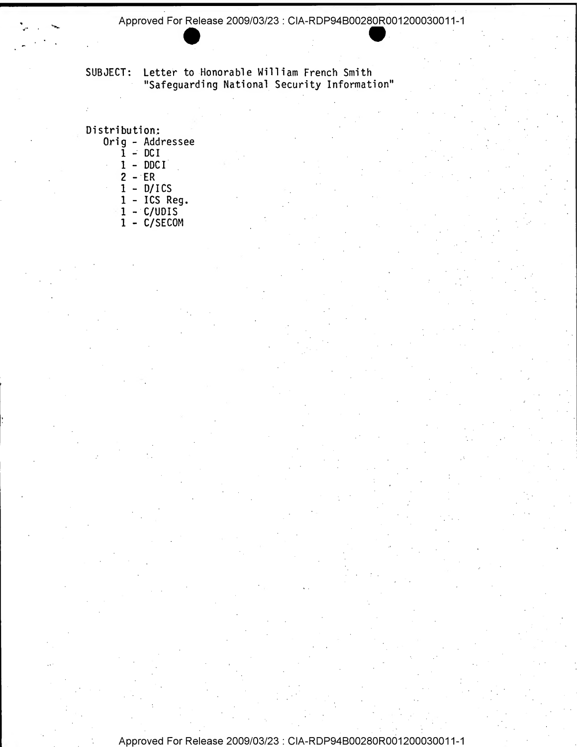SUBJECT: Letter to Honorable William French Smith "Safeguarding National Security Information"

Distribution:

Orig - Addressee
1 - DCI
1 - DDCI
2 - ER
1 - D/ICS
1 - ICS Reg.
1 - C/UDIS
1 - C/SECOM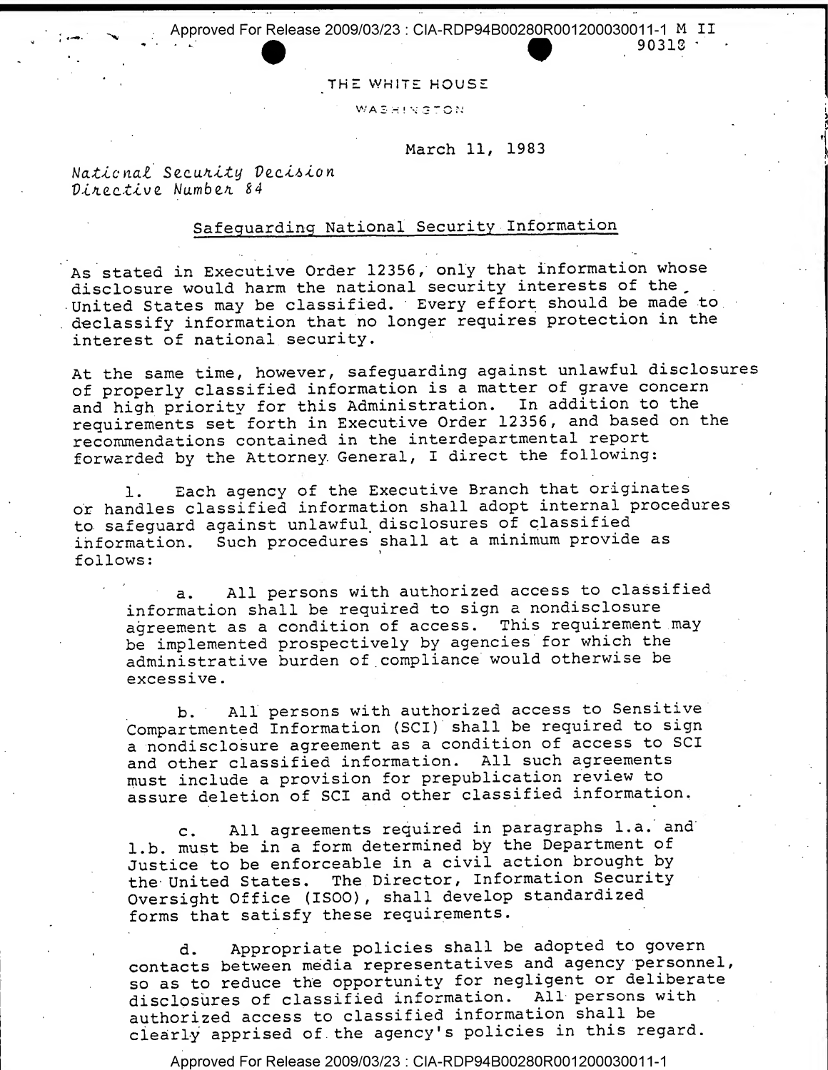THE WHITE HOUSE

WASHINGTON

March 11, 1983

*National Security Decision Directive Number 84*

## Safeguarding National Security Information

As stated in Executive Order 12356, only that information whose disclosure would harm the national security interests of the United States may be classified. Every effort should be made to declassify information that no longer requires protection in the interest of national security.

At the same time, however, safeguarding against unlawful disclosures of properly classified information is a matter of grave concern and high priority for this Administration. In addition to the requirements set forth in Executive Order 12356, and based on the recommendations contained in the interdepartmental report forwarded by the Attorney General, I direct the following:

1. Each agency of the Executive Branch that originates or handles classified information shall adopt internal procedures to safeguard against unlawful disclosures of classified information. Such procedures shall at a minimum provide as follows:

   a. All persons with authorized access to classified information shall be required to sign a nondisclosure agreement as a condition of access. This requirement may be implemented prospectively by agencies for which the administrative burden of compliance would otherwise be excessive.

   b. All persons with authorized access to Sensitive Compartmented Information (SCI) shall be required to sign a nondisclosure agreement as a condition of access to SCI and other classified information. All such agreements must include a provision for prepublication review to assure deletion of SCI and other classified information.

   c. All agreements required in paragraphs 1.a. and 1.b. must be in a form determined by the Department of Justice to be enforceable in a civil action brought by the United States. The Director, Information Security Oversight Office (ISOO), shall develop standardized forms that satisfy these requirements.

   d. Appropriate policies shall be adopted to govern contacts between media representatives and agency personnel, so as to reduce the opportunity for negligent or deliberate disclosures of classified information. All persons with authorized access to classified information shall be clearly apprised of the agency's policies in this regard.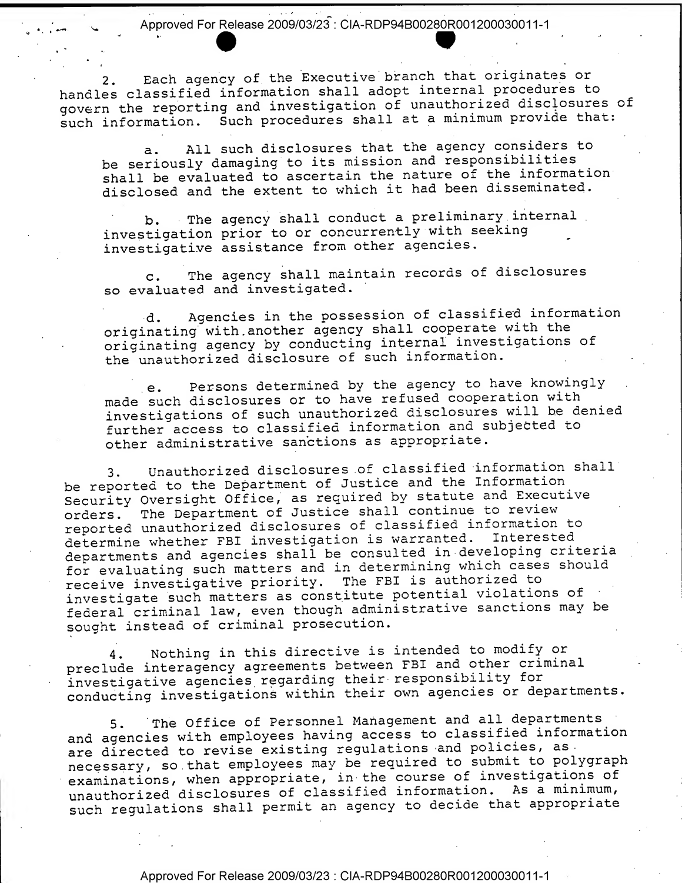2. Each agency of the Executive branch that originates or handles classified information shall adopt internal procedures to govern the reporting and investigation of unauthorized disclosures of such information. Such procedures shall at a minimum provide that:

a. All such disclosures that the agency considers to be seriously damaging to its mission and responsibilities shall be evaluated to ascertain the nature of the information disclosed and the extent to which it had been disseminated.

b. The agency shall conduct a preliminary internal investigation prior to or concurrently with seeking investigative assistance from other agencies.

c. The agency shall maintain records of disclosures so evaluated and investigated.

d. Agencies in the possession of classified information originating with another agency shall cooperate with the originating agency by conducting internal investigations of the unauthorized disclosure of such information.

e. Persons determined by the agency to have knowingly made such disclosures or to have refused cooperation with investigations of such unauthorized disclosures will be denied further access to classified information and subjected to other administrative sanctions as appropriate.

3. Unauthorized disclosures of classified information shall be reported to the Department of Justice and the Information Security Oversight Office, as required by statute and Executive orders. The Department of Justice shall continue to review reported unauthorized disclosures of classified information to determine whether FBI investigation is warranted. Interested departments and agencies shall be consulted in developing criteria for evaluating such matters and in determining which cases should receive investigative priority. The FBI is authorized to investigate such matters as constitute potential violations of federal criminal law, even though administrative sanctions may be sought instead of criminal prosecution.

4. Nothing in this directive is intended to modify or preclude interagency agreements between FBI and other criminal investigative agencies regarding their responsibility for conducting investigations within their own agencies or departments.

5. The Office of Personnel Management and all departments and agencies with employees having access to classified information are directed to revise existing regulations and policies, as necessary, so that employees may be required to submit to polygraph examinations, when appropriate, in the course of investigations of unauthorized disclosures of classified information. As a minimum, such regulations shall permit an agency to decide that appropriate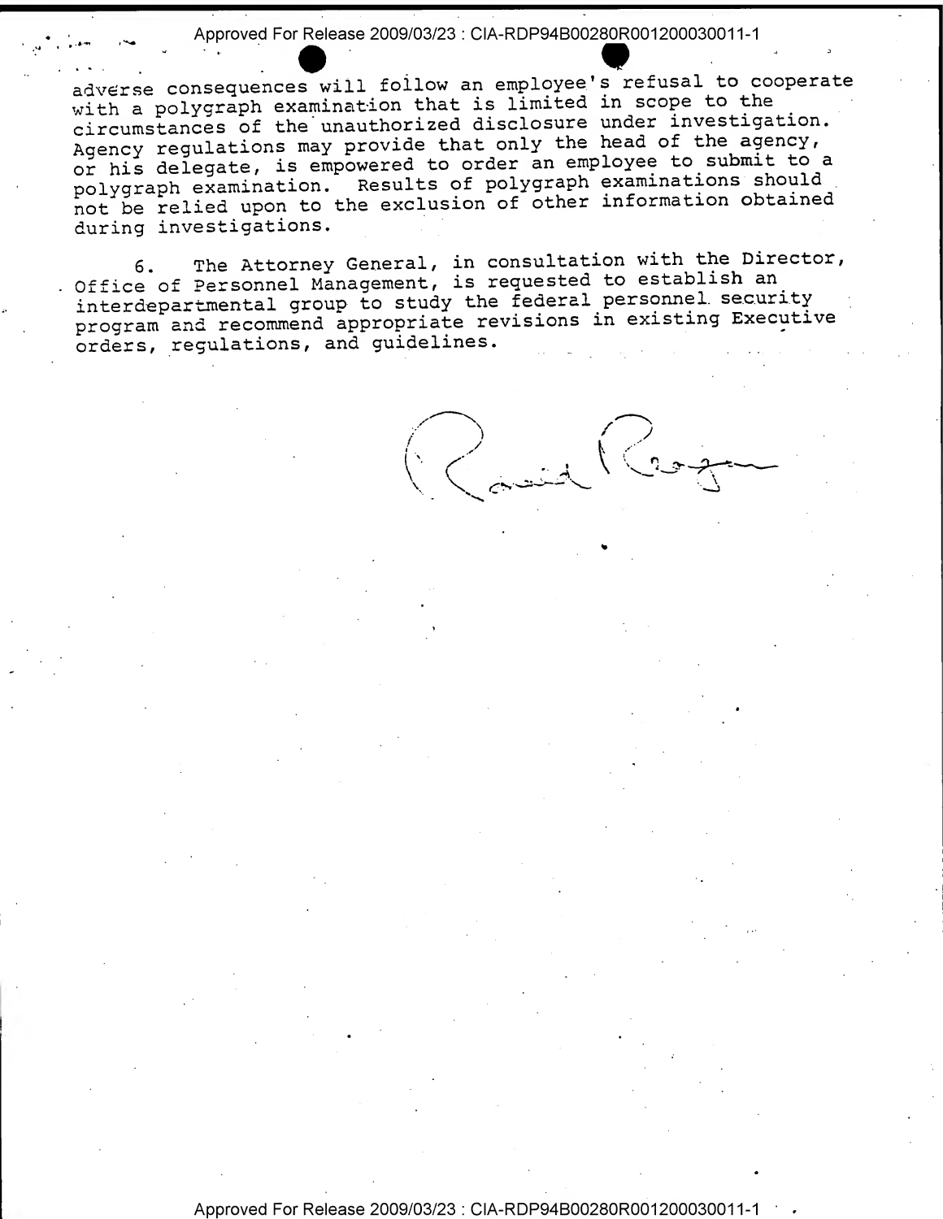adverse consequences will follow an employee's refusal to cooperate with a polygraph examination that is limited in scope to the circumstances of the unauthorized disclosure under investigation. Agency regulations may provide that only the head of the agency, or his delegate, is empowered to order an employee to submit to a polygraph examination. Results of polygraph examinations should not be relied upon to the exclusion of other information obtained during investigations.

6. The Attorney General, in consultation with the Director, Office of Personnel Management, is requested to establish an interdepartmental group to study the federal personnel security program and recommend appropriate revisions in existing Executive orders, regulations, and guidelines.

Ronald Reagan